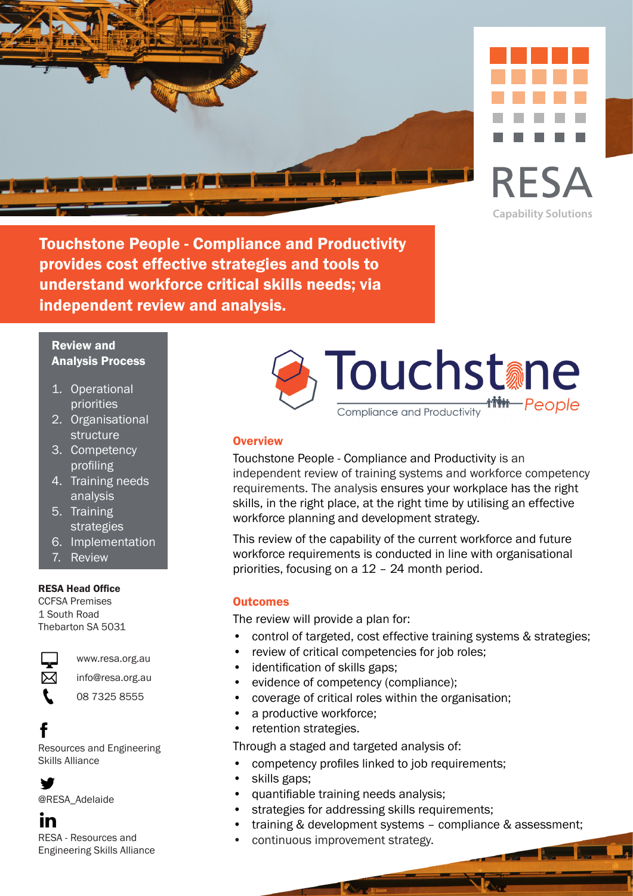RESA

Capability Solutions

# Touchstone People - Compliance and Productivity provides cost effective strategies and tools to understand workforce critical skills needs; via independent review and analysis.

### Review and Analysis Process

1. Operational priorities
2. Organisational structure
3. Competency profiling
4. Training needs analysis
5. Training strategies
6. Implementation
7. Review

**RESA Head Office**
CCFSA Premises
1 South Road
Thebarton SA 5031

www.resa.org.au
info@resa.org.au
08 7325 8555

Resources and Engineering Skills Alliance

@RESA_Adelaide

RESA - Resources and Engineering Skills Alliance

Touchstone People

Compliance and Productivity

## Overview

Touchstone People - Compliance and Productivity is an independent review of training systems and workforce competency requirements. The analysis ensures your workplace has the right skills, in the right place, at the right time by utilising an effective workforce planning and development strategy.

This review of the capability of the current workforce and future workforce requirements is conducted in line with organisational priorities, focusing on a 12 – 24 month period.

## Outcomes

The review will provide a plan for:

- control of targeted, cost effective training systems & strategies;
- review of critical competencies for job roles;
- identification of skills gaps;
- evidence of competency (compliance);
- coverage of critical roles within the organisation;
- a productive workforce;
- retention strategies.

Through a staged and targeted analysis of:

- competency profiles linked to job requirements;
- skills gaps;
- quantifiable training needs analysis;
- strategies for addressing skills requirements;
- training & development systems – compliance & assessment;
- continuous improvement strategy.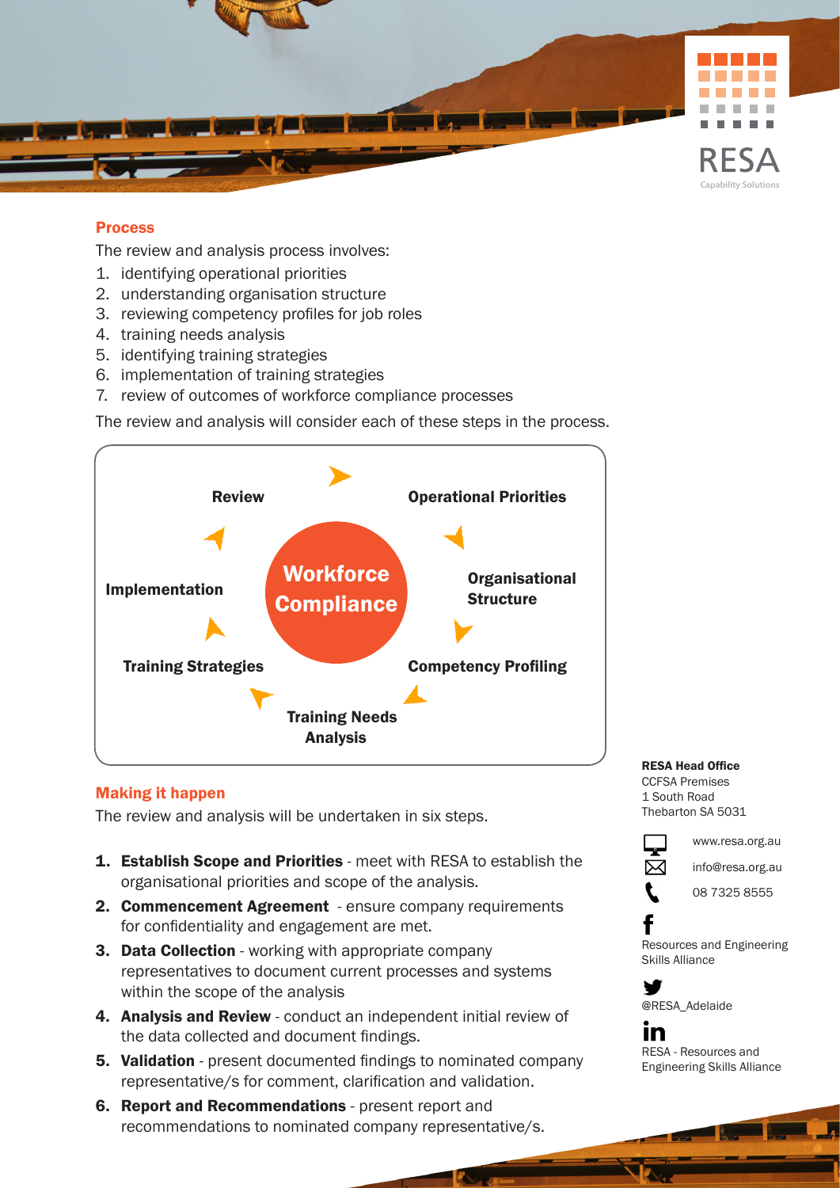RESA
Capability Solutions

## Process

The review and analysis process involves:

1. identifying operational priorities
2. understanding organisation structure
3. reviewing competency profiles for job roles
4. training needs analysis
5. identifying training strategies
6. implementation of training strategies
7. review of outcomes of workforce compliance processes

The review and analysis will consider each of these steps in the process.

Workforce Compliance

Operational Priorities

Organisational Structure

Competency Profiling

Training Needs Analysis

Training Strategies

Implementation

Review

## Making it happen

The review and analysis will be undertaken in six steps.

1. **Establish Scope and Priorities** - meet with RESA to establish the organisational priorities and scope of the analysis.
2. **Commencement Agreement** - ensure company requirements for confidentiality and engagement are met.
3. **Data Collection** - working with appropriate company representatives to document current processes and systems within the scope of the analysis
4. **Analysis and Review** - conduct an independent initial review of the data collected and document findings.
5. **Validation** - present documented findings to nominated company representative/s for comment, clarification and validation.
6. **Report and Recommendations** - present report and recommendations to nominated company representative/s.

**RESA Head Office**
CCFSA Premises
1 South Road
Thebarton SA 5031

www.resa.org.au
info@resa.org.au
08 7325 8555

Resources and Engineering Skills Alliance

@RESA_Adelaide

RESA - Resources and Engineering Skills Alliance